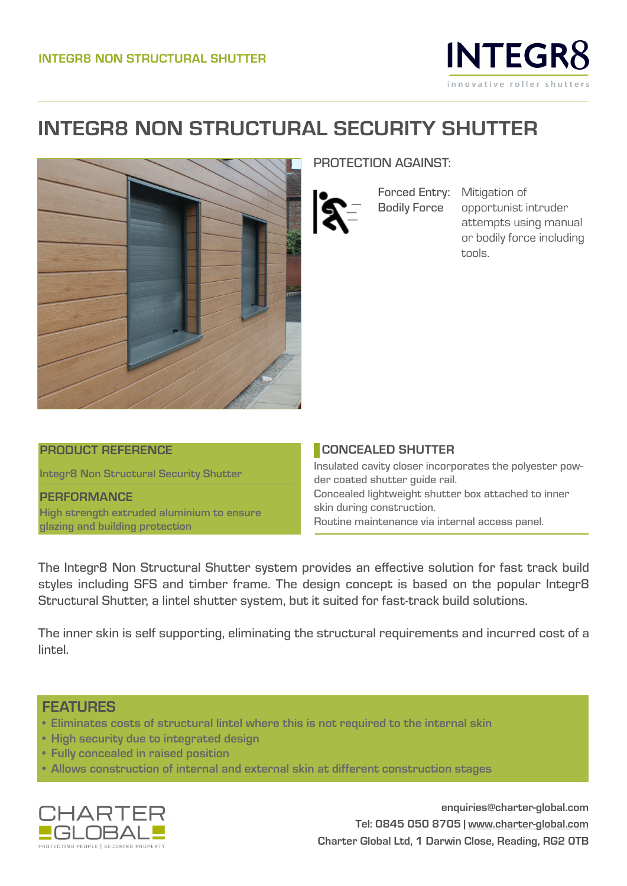INTEGR8 NON STRUCTURAL SHUTTER

INTEGR8
innovative roller shutters

# INTEGR8 NON STRUCTURAL SECURITY SHUTTER

## PROTECTION AGAINST:

| | |
|---|---|
| Forced Entry: Bodily Force | Mitigation of opportunist intruder attempts using manual or bodily force including tools. |

### PRODUCT REFERENCE

Integr8 Non Structural Security Shutter

### PERFORMANCE

High strength extruded aluminium to ensure glazing and building protection

### CONCEALED SHUTTER

Insulated cavity closer incorporates the polyester powder coated shutter guide rail.
Concealed lightweight shutter box attached to inner skin during construction.
Routine maintenance via internal access panel.

The Integr8 Non Structural Shutter system provides an effective solution for fast track build styles including SFS and timber frame. The design concept is based on the popular Integr8 Structural Shutter, a lintel shutter system, but it suited for fast-track build solutions.

The inner skin is self supporting, eliminating the structural requirements and incurred cost of a lintel.

## FEATURES

- Eliminates costs of structural lintel where this is not required to the internal skin
- High security due to integrated design
- Fully concealed in raised position
- Allows construction of internal and external skin at different construction stages

CHARTER GLOBAL
PROTECTING PEOPLE | SECURING PROPERTY

enquiries@charter-global.com
Tel: 0845 050 8705 | www.charter-global.com
Charter Global Ltd, 1 Darwin Close, Reading, RG2 0TB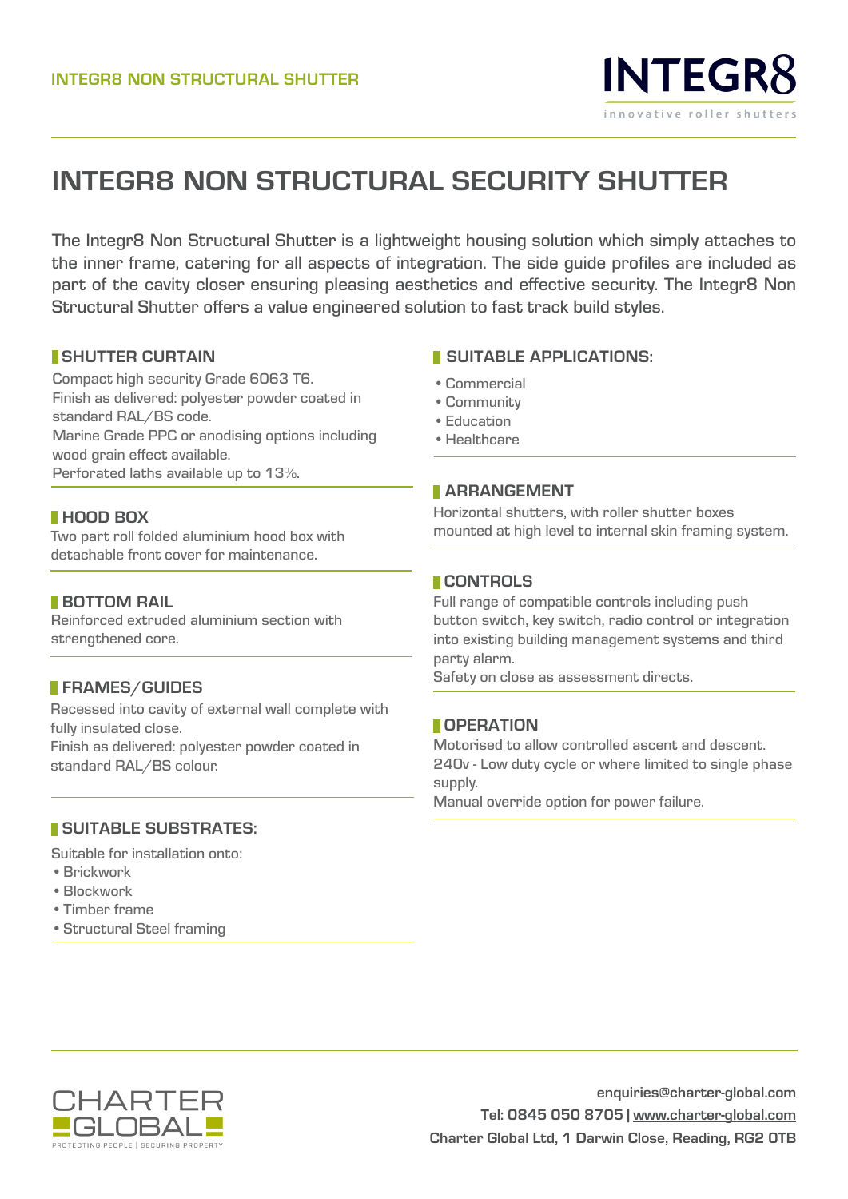INTEGR8 NON STRUCTURAL SHUTTER

# INTEGR8 NON STRUCTURAL SECURITY SHUTTER

The Integr8 Non Structural Shutter is a lightweight housing solution which simply attaches to the inner frame, catering for all aspects of integration. The side guide profiles are included as part of the cavity closer ensuring pleasing aesthetics and effective security. The Integr8 Non Structural Shutter offers a value engineered solution to fast track build styles.

## SHUTTER CURTAIN

Compact high security Grade 6063 T6.
Finish as delivered: polyester powder coated in standard RAL/BS code.
Marine Grade PPC or anodising options including wood grain effect available.
Perforated laths available up to 13%.

## HOOD BOX

Two part roll folded aluminium hood box with detachable front cover for maintenance.

## BOTTOM RAIL

Reinforced extruded aluminium section with strengthened core.

## FRAMES/GUIDES

Recessed into cavity of external wall complete with fully insulated close.
Finish as delivered: polyester powder coated in standard RAL/BS colour.

## SUITABLE SUBSTRATES:

Suitable for installation onto:

- Brickwork
- Blockwork
- Timber frame
- Structural Steel framing

## SUITABLE APPLICATIONS:

- Commercial
- Community
- Education
- Healthcare

## ARRANGEMENT

Horizontal shutters, with roller shutter boxes mounted at high level to internal skin framing system.

## CONTROLS

Full range of compatible controls including push button switch, key switch, radio control or integration into existing building management systems and third party alarm.
Safety on close as assessment directs.

## OPERATION

Motorised to allow controlled ascent and descent.
240v - Low duty cycle or where limited to single phase supply.
Manual override option for power failure.

enquiries@charter-global.com
Tel: 0845 050 8705 | www.charter-global.com
Charter Global Ltd, 1 Darwin Close, Reading, RG2 0TB